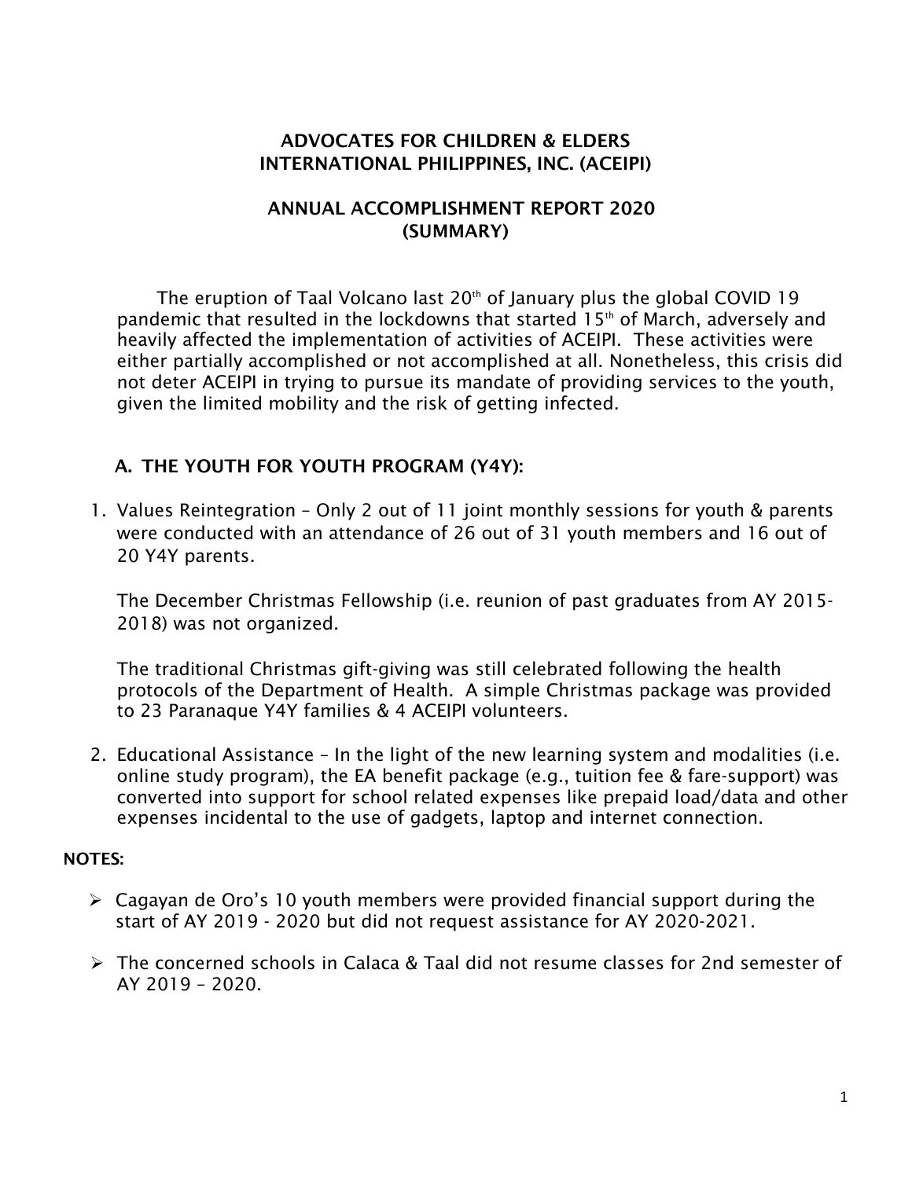# ADVOCATES FOR CHILDREN & ELDERS INTERNATIONAL PHILIPPINES, INC. (ACEIPI)

## ANNUAL ACCOMPLISHMENT REPORT 2020 (SUMMARY)

The eruption of Taal Volcano last 20th of January plus the global COVID 19 pandemic that resulted in the lockdowns that started 15th of March, adversely and heavily affected the implementation of activities of ACEIPI. These activities were either partially accomplished or not accomplished at all. Nonetheless, this crisis did not deter ACEIPI in trying to pursue its mandate of providing services to the youth, given the limited mobility and the risk of getting infected.

### A. THE YOUTH FOR YOUTH PROGRAM (Y4Y):

1. Values Reintegration – Only 2 out of 11 joint monthly sessions for youth & parents were conducted with an attendance of 26 out of 31 youth members and 16 out of 20 Y4Y parents.

   The December Christmas Fellowship (i.e. reunion of past graduates from AY 2015-2018) was not organized.

   The traditional Christmas gift-giving was still celebrated following the health protocols of the Department of Health. A simple Christmas package was provided to 23 Paranaque Y4Y families & 4 ACEIPI volunteers.

2. Educational Assistance – In the light of the new learning system and modalities (i.e. online study program), the EA benefit package (e.g., tuition fee & fare-support) was converted into support for school related expenses like prepaid load/data and other expenses incidental to the use of gadgets, laptop and internet connection.

**NOTES:**

- Cagayan de Oro's 10 youth members were provided financial support during the start of AY 2019 - 2020 but did not request assistance for AY 2020-2021.

- The concerned schools in Calaca & Taal did not resume classes for 2nd semester of AY 2019 – 2020.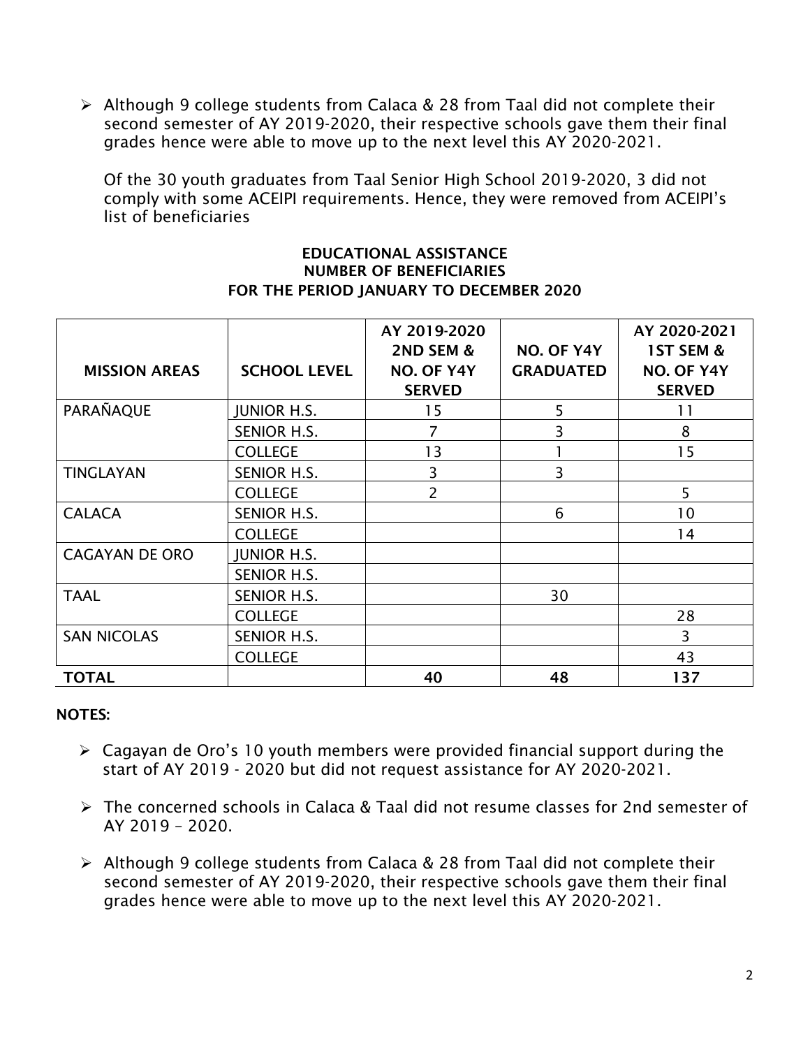- Although 9 college students from Calaca & 28 from Taal did not complete their second semester of AY 2019-2020, their respective schools gave them their final grades hence were able to move up to the next level this AY 2020-2021.

  Of the 30 youth graduates from Taal Senior High School 2019-2020, 3 did not comply with some ACEIPI requirements. Hence, they were removed from ACEIPI's list of beneficiaries

**EDUCATIONAL ASSISTANCE**
**NUMBER OF BENEFICIARIES**
**FOR THE PERIOD JANUARY TO DECEMBER 2020**

| MISSION AREAS | SCHOOL LEVEL | AY 2019-2020 2ND SEM & NO. OF Y4Y SERVED | NO. OF Y4Y GRADUATED | AY 2020-2021 1ST SEM & NO. OF Y4Y SERVED |
|---|---|---|---|---|
| PARAÑAQUE | JUNIOR H.S. | 15 | 5 | 11 |
| | SENIOR H.S. | 7 | 3 | 8 |
| | COLLEGE | 13 | 1 | 15 |
| TINGLAYAN | SENIOR H.S. | 3 | 3 | |
| | COLLEGE | 2 | | 5 |
| CALACA | SENIOR H.S. | | 6 | 10 |
| | COLLEGE | | | 14 |
| CAGAYAN DE ORO | JUNIOR H.S. | | | |
| | SENIOR H.S. | | | |
| TAAL | SENIOR H.S. | | 30 | |
| | COLLEGE | | | 28 |
| SAN NICOLAS | SENIOR H.S. | | | 3 |
| | COLLEGE | | | 43 |
| **TOTAL** | | **40** | **48** | **137** |

**NOTES:**

- Cagayan de Oro's 10 youth members were provided financial support during the start of AY 2019 - 2020 but did not request assistance for AY 2020-2021.
- The concerned schools in Calaca & Taal did not resume classes for 2nd semester of AY 2019 – 2020.
- Although 9 college students from Calaca & 28 from Taal did not complete their second semester of AY 2019-2020, their respective schools gave them their final grades hence were able to move up to the next level this AY 2020-2021.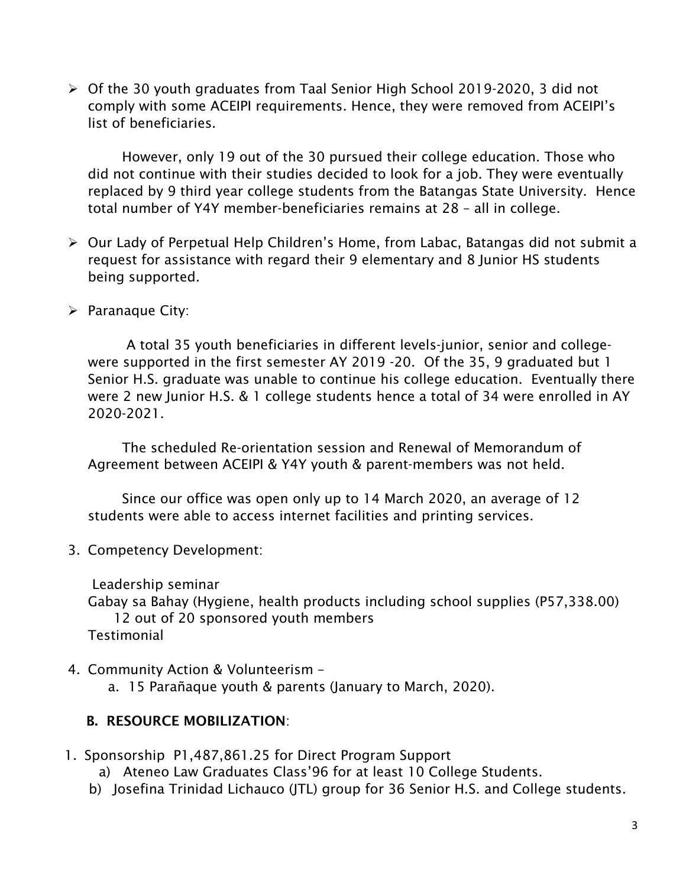- Of the 30 youth graduates from Taal Senior High School 2019-2020, 3 did not comply with some ACEIPI requirements. Hence, they were removed from ACEIPI's list of beneficiaries.

  However, only 19 out of the 30 pursued their college education. Those who did not continue with their studies decided to look for a job. They were eventually replaced by 9 third year college students from the Batangas State University. Hence total number of Y4Y member-beneficiaries remains at 28 – all in college.

- Our Lady of Perpetual Help Children's Home, from Labac, Batangas did not submit a request for assistance with regard their 9 elementary and 8 Junior HS students being supported.

- Paranaque City:

  A total 35 youth beneficiaries in different levels-junior, senior and college- were supported in the first semester AY 2019 -20. Of the 35, 9 graduated but 1 Senior H.S. graduate was unable to continue his college education. Eventually there were 2 new Junior H.S. & 1 college students hence a total of 34 were enrolled in AY 2020-2021.

  The scheduled Re-orientation session and Renewal of Memorandum of Agreement between ACEIPI & Y4Y youth & parent-members was not held.

  Since our office was open only up to 14 March 2020, an average of 12 students were able to access internet facilities and printing services.

3. Competency Development:

   Leadership seminar
   Gabay sa Bahay (Hygiene, health products including school supplies (P57,338.00)
   12 out of 20 sponsored youth members
   Testimonial

4. Community Action & Volunteerism –
   a. 15 Parañaque youth & parents (January to March, 2020).

### B. RESOURCE MOBILIZATION:

1. Sponsorship P1,487,861.25 for Direct Program Support
   a) Ateneo Law Graduates Class'96 for at least 10 College Students.
   b) Josefina Trinidad Lichauco (JTL) group for 36 Senior H.S. and College students.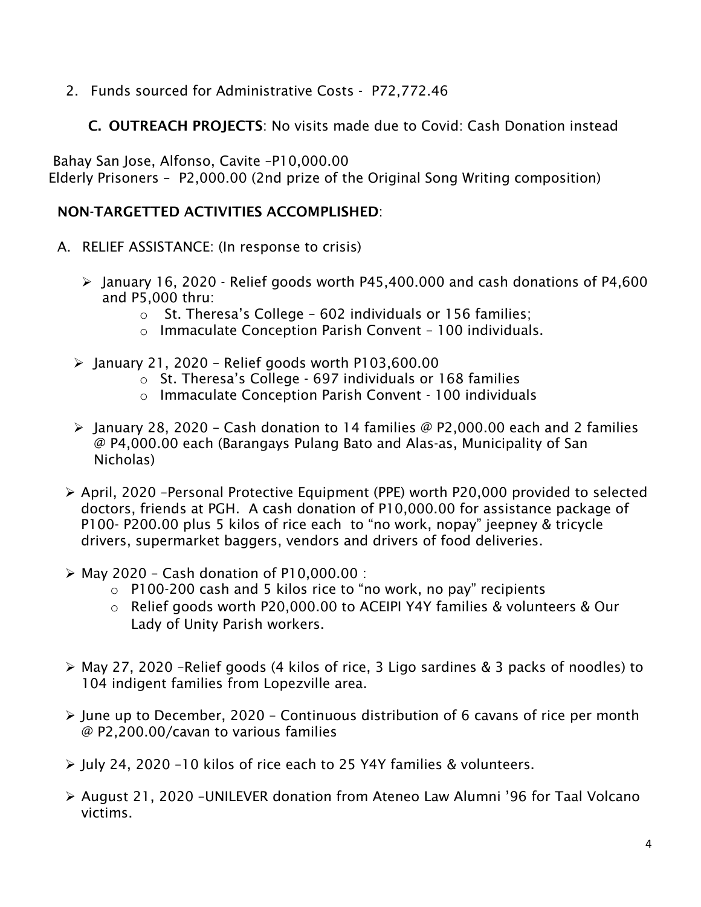2. Funds sourced for Administrative Costs - P72,772.46

**C. OUTREACH PROJECTS**: No visits made due to Covid: Cash Donation instead

Bahay San Jose, Alfonso, Cavite –P10,000.00
Elderly Prisoners – P2,000.00 (2nd prize of the Original Song Writing composition)

**NON-TARGETTED ACTIVITIES ACCOMPLISHED**:

A. RELIEF ASSISTANCE: (In response to crisis)

- January 16, 2020 - Relief goods worth P45,400.000 and cash donations of P4,600 and P5,000 thru:
  - St. Theresa's College – 602 individuals or 156 families;
  - Immaculate Conception Parish Convent – 100 individuals.
- January 21, 2020 – Relief goods worth P103,600.00
  - St. Theresa's College - 697 individuals or 168 families
  - Immaculate Conception Parish Convent - 100 individuals
- January 28, 2020 – Cash donation to 14 families @ P2,000.00 each and 2 families @ P4,000.00 each (Barangays Pulang Bato and Alas-as, Municipality of San Nicholas)
- April, 2020 –Personal Protective Equipment (PPE) worth P20,000 provided to selected doctors, friends at PGH. A cash donation of P10,000.00 for assistance package of P100- P200.00 plus 5 kilos of rice each to "no work, nopay" jeepney & tricycle drivers, supermarket baggers, vendors and drivers of food deliveries.
- May 2020 – Cash donation of P10,000.00 :
  - P100-200 cash and 5 kilos rice to "no work, no pay" recipients
  - Relief goods worth P20,000.00 to ACEIPI Y4Y families & volunteers & Our Lady of Unity Parish workers.
- May 27, 2020 –Relief goods (4 kilos of rice, 3 Ligo sardines & 3 packs of noodles) to 104 indigent families from Lopezville area.
- June up to December, 2020 – Continuous distribution of 6 cavans of rice per month @ P2,200.00/cavan to various families
- July 24, 2020 –10 kilos of rice each to 25 Y4Y families & volunteers.
- August 21, 2020 –UNILEVER donation from Ateneo Law Alumni '96 for Taal Volcano victims.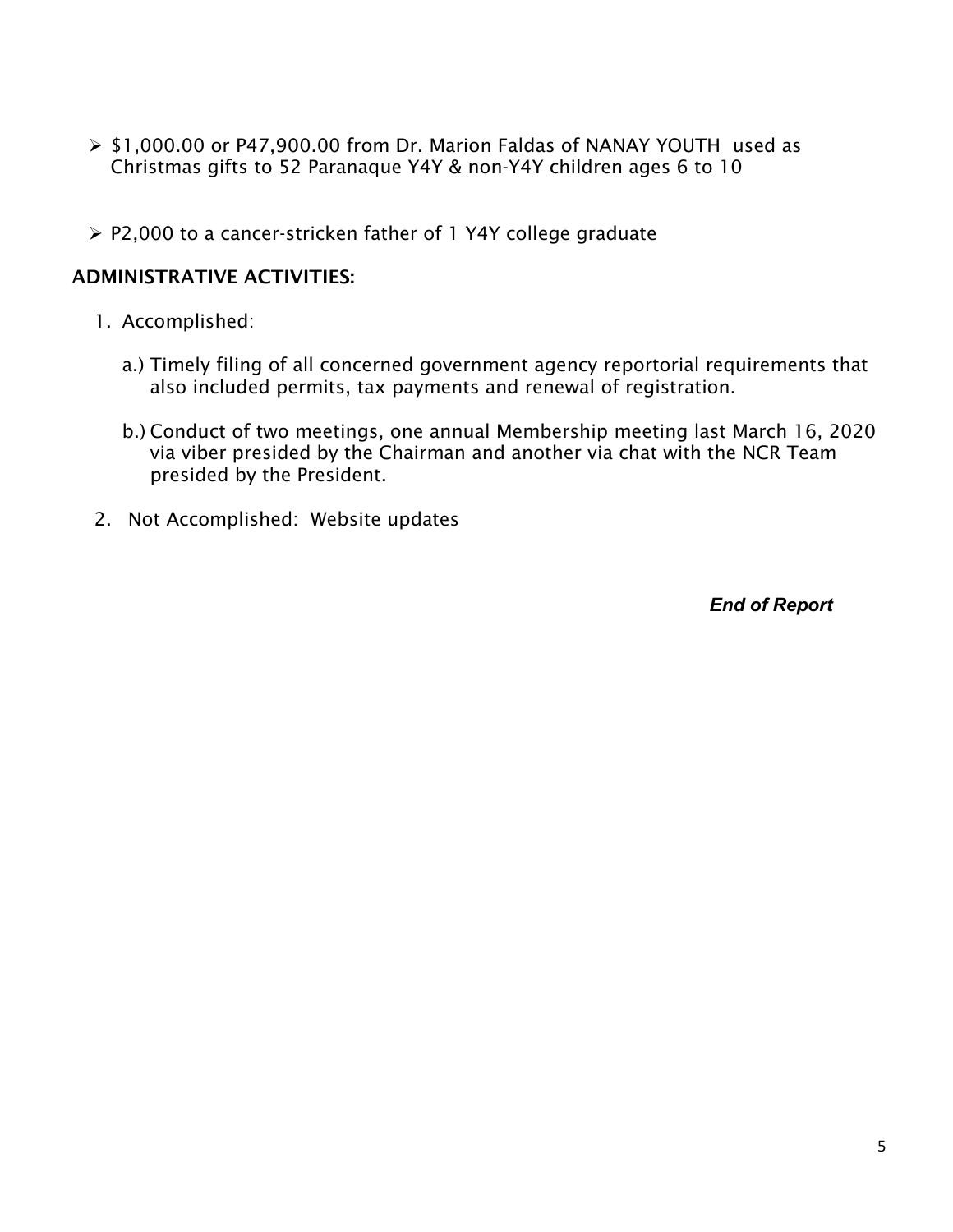- $1,000.00 or P47,900.00 from Dr. Marion Faldas of NANAY YOUTH used as Christmas gifts to 52 Paranaque Y4Y & non-Y4Y children ages 6 to 10

- P2,000 to a cancer-stricken father of 1 Y4Y college graduate

**ADMINISTRATIVE ACTIVITIES:**

1. Accomplished:

   a.) Timely filing of all concerned government agency reportorial requirements that also included permits, tax payments and renewal of registration.

   b.) Conduct of two meetings, one annual Membership meeting last March 16, 2020 via viber presided by the Chairman and another via chat with the NCR Team presided by the President.

2. Not Accomplished: Website updates

***End of Report***